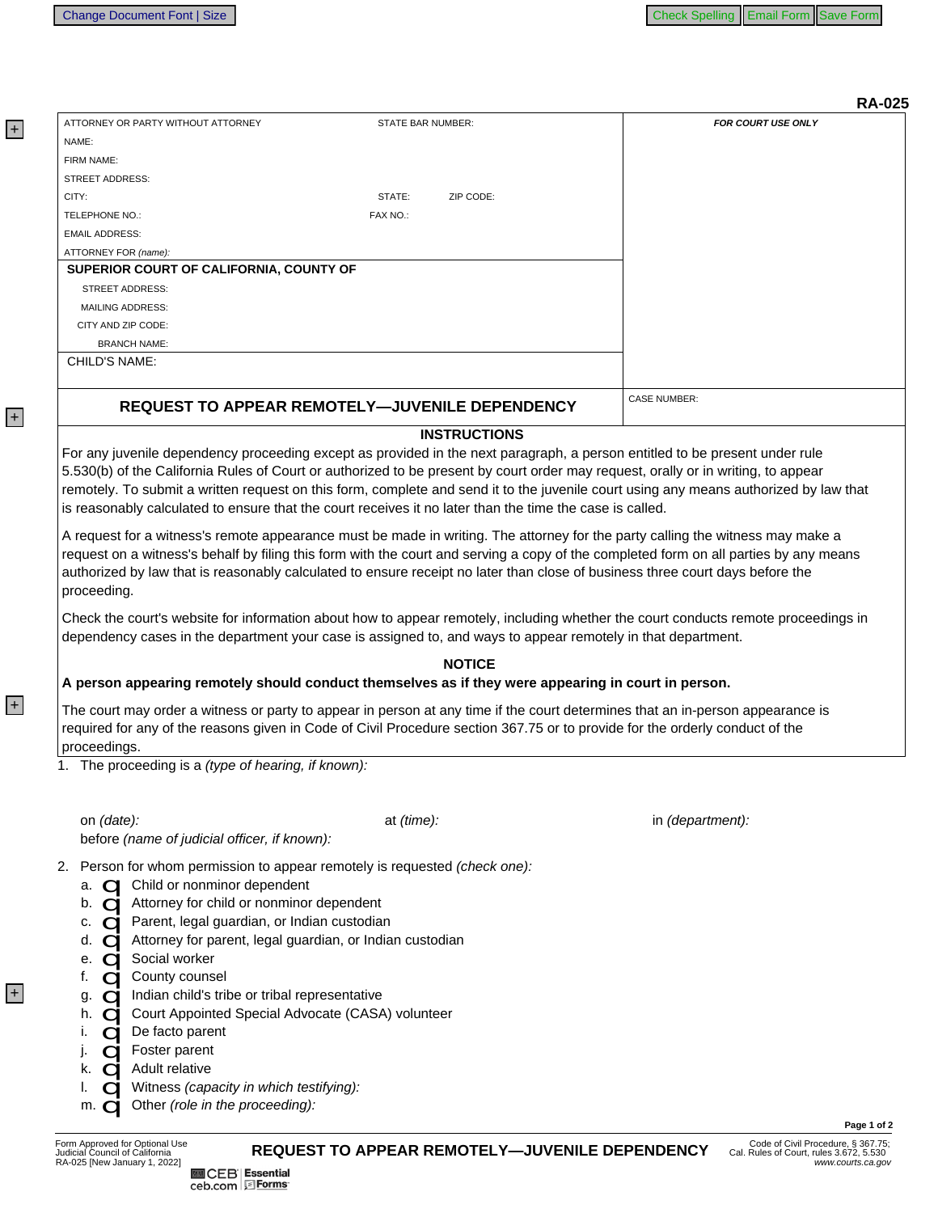RA-025

ATTORNEY OR PARTY WITHOUT ATTORNEY | STATE BAR NUMBER:

NAME:

FIRM NAME:

STREET ADDRESS:

CITY: | STATE: | ZIP CODE:

TELEPHONE NO.: | FAX NO.:

EMAIL ADDRESS:

ATTORNEY FOR *(name):*

*FOR COURT USE ONLY*

**SUPERIOR COURT OF CALIFORNIA, COUNTY OF**

STREET ADDRESS:

MAILING ADDRESS:

CITY AND ZIP CODE:

BRANCH NAME:

CHILD'S NAME:

# REQUEST TO APPEAR REMOTELY—JUVENILE DEPENDENCY

CASE NUMBER:

## INSTRUCTIONS

For any juvenile dependency proceeding except as provided in the next paragraph, a person entitled to be present under rule 5.530(b) of the California Rules of Court or authorized to be present by court order may request, orally or in writing, to appear remotely. To submit a written request on this form, complete and send it to the juvenile court using any means authorized by law that is reasonably calculated to ensure that the court receives it no later than the time the case is called.

A request for a witness's remote appearance must be made in writing. The attorney for the party calling the witness may make a request on a witness's behalf by filing this form with the court and serving a copy of the completed form on all parties by any means authorized by law that is reasonably calculated to ensure receipt no later than close of business three court days before the proceeding.

Check the court's website for information about how to appear remotely, including whether the court conducts remote proceedings in dependency cases in the department your case is assigned to, and ways to appear remotely in that department.

## NOTICE

**A person appearing remotely should conduct themselves as if they were appearing in court in person.**

The court may order a witness or party to appear in person at any time if the court determines that an in-person appearance is required for any of the reasons given in Code of Civil Procedure section 367.75 or to provide for the orderly conduct of the proceedings.

1. The proceeding is a *(type of hearing, if known):*

   on *(date):* at *(time):* in *(department):*
   before *(name of judicial officer, if known):*

2. Person for whom permission to appear remotely is requested *(check one):*
   - a. ☐ Child or nonminor dependent
   - b. ☐ Attorney for child or nonminor dependent
   - c. ☐ Parent, legal guardian, or Indian custodian
   - d. ☐ Attorney for parent, legal guardian, or Indian custodian
   - e. ☐ Social worker
   - f. ☐ County counsel
   - g. ☐ Indian child's tribe or tribal representative
   - h. ☐ Court Appointed Special Advocate (CASA) volunteer
   - i. ☐ De facto parent
   - j. ☐ Foster parent
   - k. ☐ Adult relative
   - l. ☐ Witness *(capacity in which testifying):*
   - m. ☐ Other *(role in the proceeding):*

Form Approved for Optional Use
Judicial Council of California
RA-025 [New January 1, 2022]

**REQUEST TO APPEAR REMOTELY—JUVENILE DEPENDENCY**

Code of Civil Procedure, § 367.75;
Cal. Rules of Court, rules 3.672, 5.530
*www.courts.ca.gov*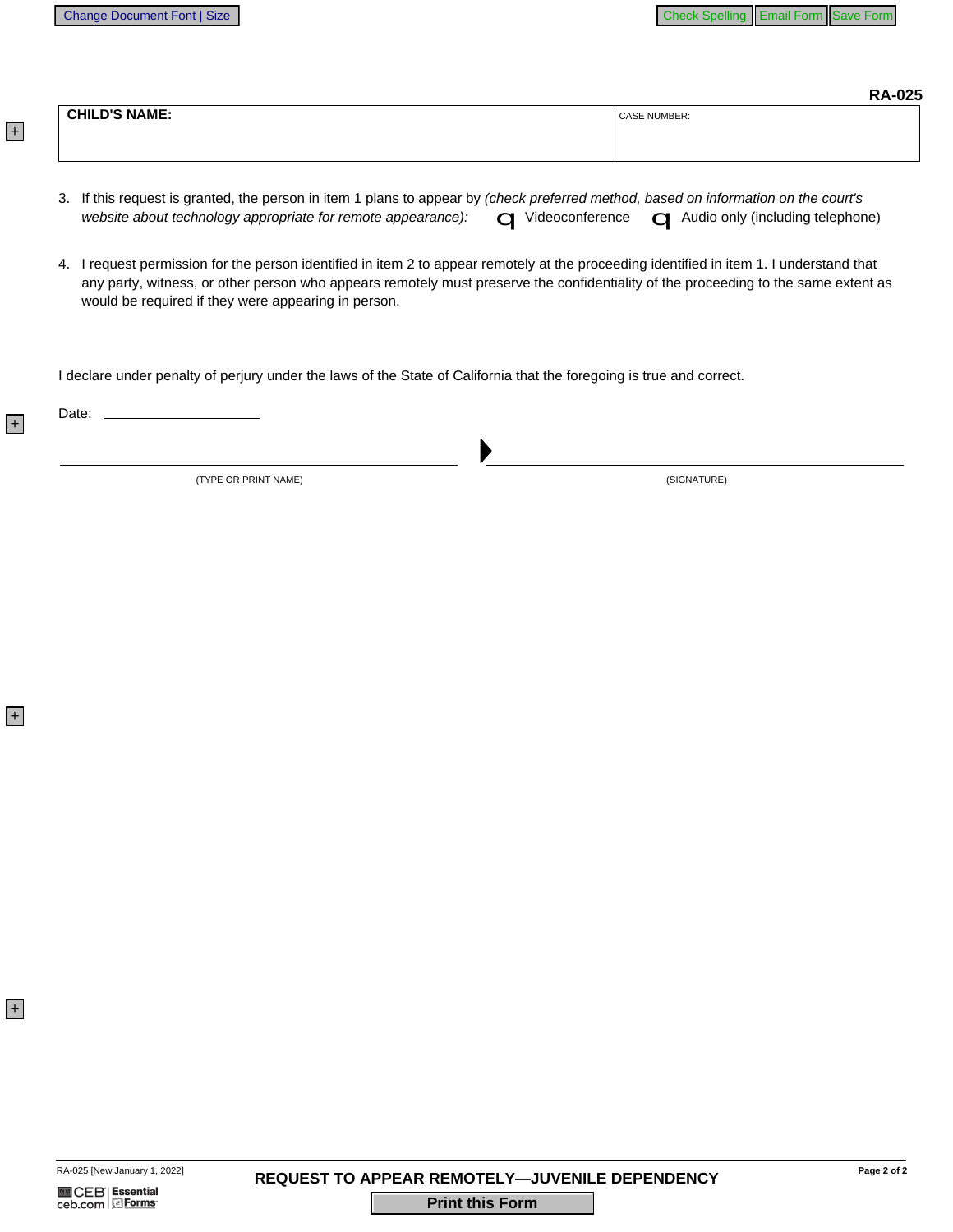**RA-025**

| **CHILD'S NAME:** | CASE NUMBER: |
| --- | --- |
| | |

3. If this request is granted, the person in item 1 plans to appear by *(check preferred method, based on information on the court's website about technology appropriate for remote appearance):* ☐ Videoconference ☐ Audio only (including telephone)

4. I request permission for the person identified in item 2 to appear remotely at the proceeding identified in item 1. I understand that any party, witness, or other person who appears remotely must preserve the confidentiality of the proceeding to the same extent as would be required if they were appearing in person.

I declare under penalty of perjury under the laws of the State of California that the foregoing is true and correct.

Date: ____________________

______________________________ ▶ ______________________________

(TYPE OR PRINT NAME) (SIGNATURE)

RA-025 [New January 1, 2022]

**REQUEST TO APPEAR REMOTELY—JUVENILE DEPENDENCY**